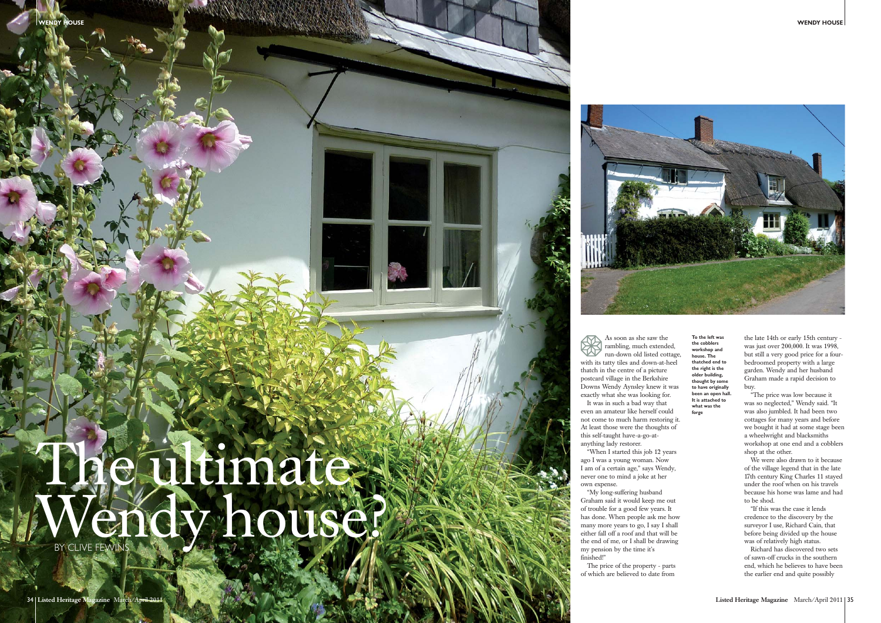# The ultimate Wendy house?

BY CLIVE FEWINS

As soon as she saw the rambling, much extended, run-down old listed cottage, with its tatty tiles and down-at-heel thatch in the centre of a picture postcard village in the Berkshire Downs Wendy Aynsley knew it was exactly what she was looking for.

It was in such a bad way that even an amateur like herself could not come to much harm restoring it. At least those were the thoughts of this self-taught have-a-go-at-anything lady restorer.

"When I started this job 12 years ago I was a young woman. Now I am of a certain age," says Wendy, never one to mind a joke at her own expense.

"My long-suffering husband Graham said it would keep me out of trouble for a good few years. It has done. When people ask me how many more years to go, I say I shall either fall off a roof and that will be the end of me, or I shall be drawing my pension by the time it's finished!"

The price of the property - parts of which are believed to date from the late 14th or early 15th century - was just over 200,000. It was 1998, but still a very good price for a four-bedroomed property with a large garden. Wendy and her husband Graham made a rapid decision to buy.

"The price was low because it was so neglected," Wendy said. "It was also jumbled. It had been two cottages for many years and before we bought it had at some stage been a wheelwright and blacksmiths workshop at one end and a cobblers shop at the other.

We were also drawn to it because of the village legend that in the late 17th century King Charles 11 stayed under the roof when on his travels because his horse was lame and had to be shod.

"If this was the case it lends credence to the discovery by the surveyor I use, Richard Cain, that before being divided up the house was of relatively high status.

Richard has discovered two sets of sawn-off crucks in the southern end, which he believes to have been the earlier end and quite possibly

**To the left was the cobblers workshop and house. The thatched end to the right is the older building, thought by some to have originally been an open hall. It is attached to what was the forge**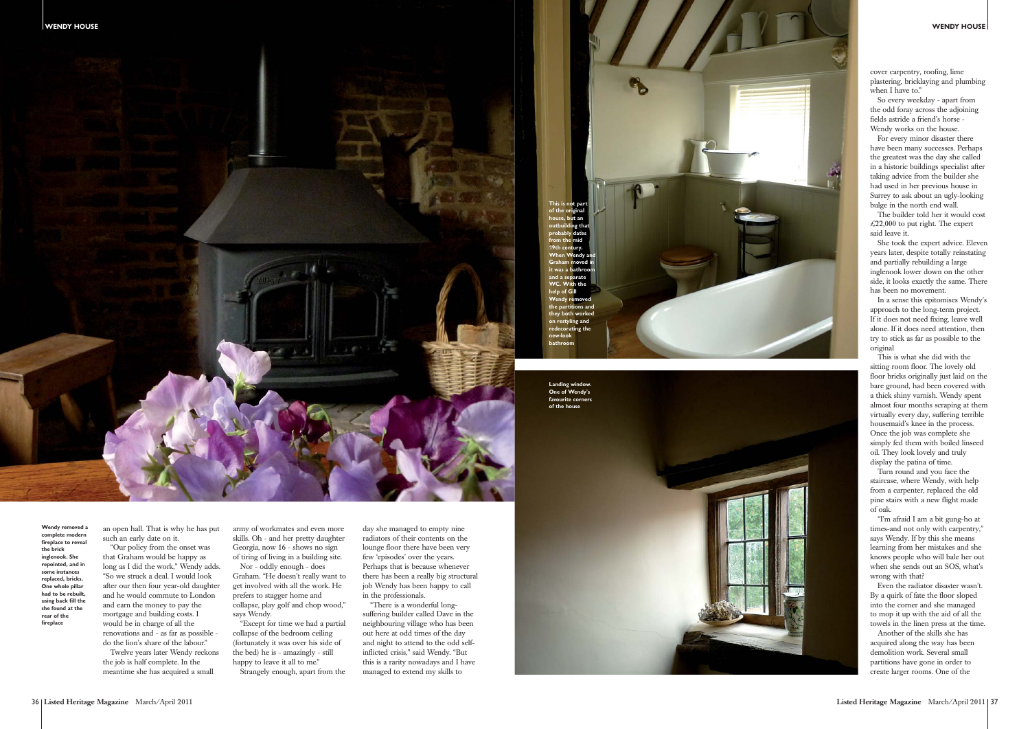Wendy removed a complete modern fireplace to reveal the brick inglenook. She repointed, and in some instances replaced, bricks. One whole pillar had to be rebuilt, using back fill the she found at the rear of the fireplace

an open hall. That is why he has put such an early date on it.

"Our policy from the onset was that Graham would be happy as long as I did the work," Wendy adds. "So we struck a deal. I would look after our then four year-old daughter and he would commute to London and earn the money to pay the mortgage and building costs. I would be in charge of all the renovations and - as far as possible - do the lion's share of the labour."

Twelve years later Wendy reckons the job is half complete. In the meantime she has acquired a small army of workmates and even more skills. Oh - and her pretty daughter Georgia, now 16 - shows no sign of tiring of living in a building site.

Nor - oddly enough - does Graham. "He doesn't really want to get involved with all the work. He prefers to stagger home and collapse, play golf and chop wood," says Wendy.

"Except for time we had a partial collapse of the bedroom ceiling (fortunately it was over his side of the bed) he is - amazingly - still happy to leave it all to me."

Strangely enough, apart from the day she managed to empty nine radiators of their contents on the lounge floor there have been very few 'episodes' over the years. Perhaps that is because whenever there has been a really big structural job Wendy has been happy to call in the professionals.

"There is a wonderful long-suffering builder called Dave in the neighbouring village who has been out here at odd times of the day and night to attend to the odd self-inflicted crisis," said Wendy. "But this is a rarity nowadays and I have managed to extend my skills to cover carpentry, roofing, lime plastering, bricklaying and plumbing when I have to."

This is not part of the original house, but an outbuilding that probably dates from the mid 19th century. When Wendy and Graham moved in it was a bathroom and a separate WC. With the help of Gill Wendy removed the partitions and they both worked on restyling and redecorating the new-look bathroom

Landing window. One of Wendy's favourite corners of the house

So every weekday - apart from the odd foray across the adjoining fields astride a friend's horse - Wendy works on the house.

For every minor disaster there have been many successes. Perhaps the greatest was the day she called in a historic buildings specialist after taking advice from the builder she had used in her previous house in Surrey to ask about an ugly-looking bulge in the north end wall.

The builder told her it would cost £22,000 to put right. The expert said leave it.

She took the expert advice. Eleven years later, despite totally reinstating and partially rebuilding a large inglenook lower down on the other side, it looks exactly the same. There has been no movement.

In a sense this epitomises Wendy's approach to the long-term project. If it does not need fixing, leave well alone. If it does need attention, then try to stick as far as possible to the original

This is what she did with the sitting room floor. The lovely old floor bricks originally just laid on the bare ground, had been covered with a thick shiny varnish. Wendy spent almost four months scraping at them virtually every day, suffering terrible housemaid's knee in the process. Once the job was complete she simply fed them with boiled linseed oil. They look lovely and truly display the patina of time.

Turn round and you face the staircase, where Wendy, with help from a carpenter, replaced the old pine stairs with a new flight made of oak.

"I'm afraid I am a bit gung-ho at times-and not only with carpentry," says Wendy. If by this she means learning from her mistakes and she knows people who will bale her out when she sends out an SOS, what's wrong with that?

Even the radiator disaster wasn't. By a quirk of fate the floor sloped into the corner and she managed to mop it up with the aid of all the towels in the linen press at the time.

Another of the skills she has acquired along the way has been demolition work. Several small partitions have gone in order to create larger rooms. One of the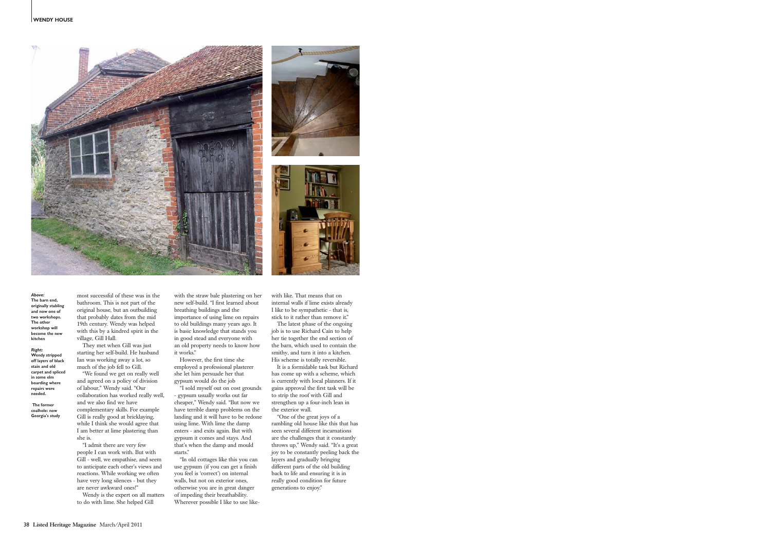*Above:*
**The barn end, originally stabling and now one of two workshops. The other workshop will become the new kitchen**

*Right:*
**Wendy stripped off layers of black stain and old carpet and spliced in some elm boarding where repairs were needed.**

**The former coalhole: now Georgia's study**

most successful of these was in the bathroom. This is not part of the original house, but an outbuilding that probably dates from the mid 19th century. Wendy was helped with this by a kindred spirit in the village, Gill Hall.

They met when Gill was just starting her self-build. He husband Ian was working away a lot, so much of the job fell to Gill.

"We found we get on really well and agreed on a policy of division of labour," Wendy said. "Our collaboration has worked really well, and we also find we have complementary skills. For example Gill is really good at bricklaying, while I think she would agree that I am better at lime plastering than she is.

"I admit there are very few people I can work with. But with Gill - well, we empathise, and seem to anticipate each other's views and reactions. While working we often have very long silences - but they are never awkward ones!"

Wendy is the expert on all matters to do with lime. She helped Gill with the straw bale plastering on her new self-build. "I first learned about breathing buildings and the importance of using lime on repairs to old buildings many years ago. It is basic knowledge that stands you in good stead and everyone with an old property needs to know how it works."

However, the first time she employed a professional plasterer she let him persuade her that gypsum would do the job

"I sold myself out on cost grounds - gypsum usually works out far cheaper," Wendy said. "But now we have terrible damp problems on the landing and it will have to be redone using lime. With lime the damp enters - and exits again. But with gypsum it comes and stays. And that's when the damp and mould starts."

"In old cottages like this you can use gypsum (if you can get a finish you feel is 'correct') on internal walls, but not on exterior ones, otherwise you are in great danger of impeding their breathability. Wherever possible I like to use like-with like. That means that on internal walls if lime exists already I like to be sympathetic - that is, stick to it rather than remove it."

The latest phase of the ongoing job is to use Richard Cain to help her tie together the end section of the barn, which used to contain the smithy, and turn it into a kitchen. His scheme is totally reversible.

It is a formidable task but Richard has come up with a scheme, which is currently with local planners. If it gains approval the first task will be to strip the roof with Gill and strengthen up a four-inch lean in the exterior wall.

"One of the great joys of a rambling old house like this that has seen several different incarnations are the challenges that it constantly throws up," Wendy said. "It's a great joy to be constantly peeling back the layers and gradually bringing different parts of the old building back to life and ensuring it is in really good condition for future generations to enjoy."